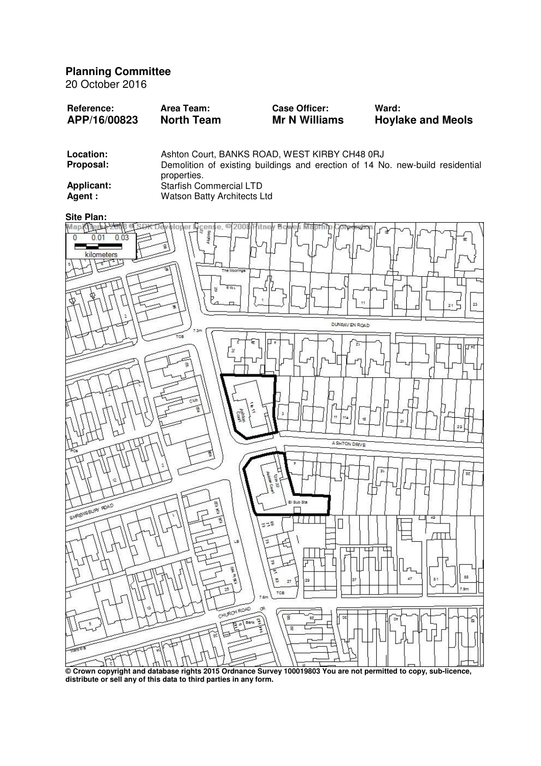## Planning Committee

20 October 2016

| Reference: | Area Team: | Case Officer: | Ward: |
|---|---|---|---|
| **APP/16/00823** | **North Team** | **Mr N Williams** | **Hoylake and Meols** |

| | |
|---|---|
| **Location:** | Ashton Court, BANKS ROAD, WEST KIRBY CH48 0RJ |
| **Proposal:** | Demolition of existing buildings and erection of 14 No. new-build residential properties. |
| **Applicant:** | Starfish Commercial LTD |
| **Agent :** | Watson Batty Architects Ltd |

**Site Plan:**

**© Crown copyright and database rights 2015 Ordnance Survey 100019803 You are not permitted to copy, sub-licence, distribute or sell any of this data to third parties in any form.**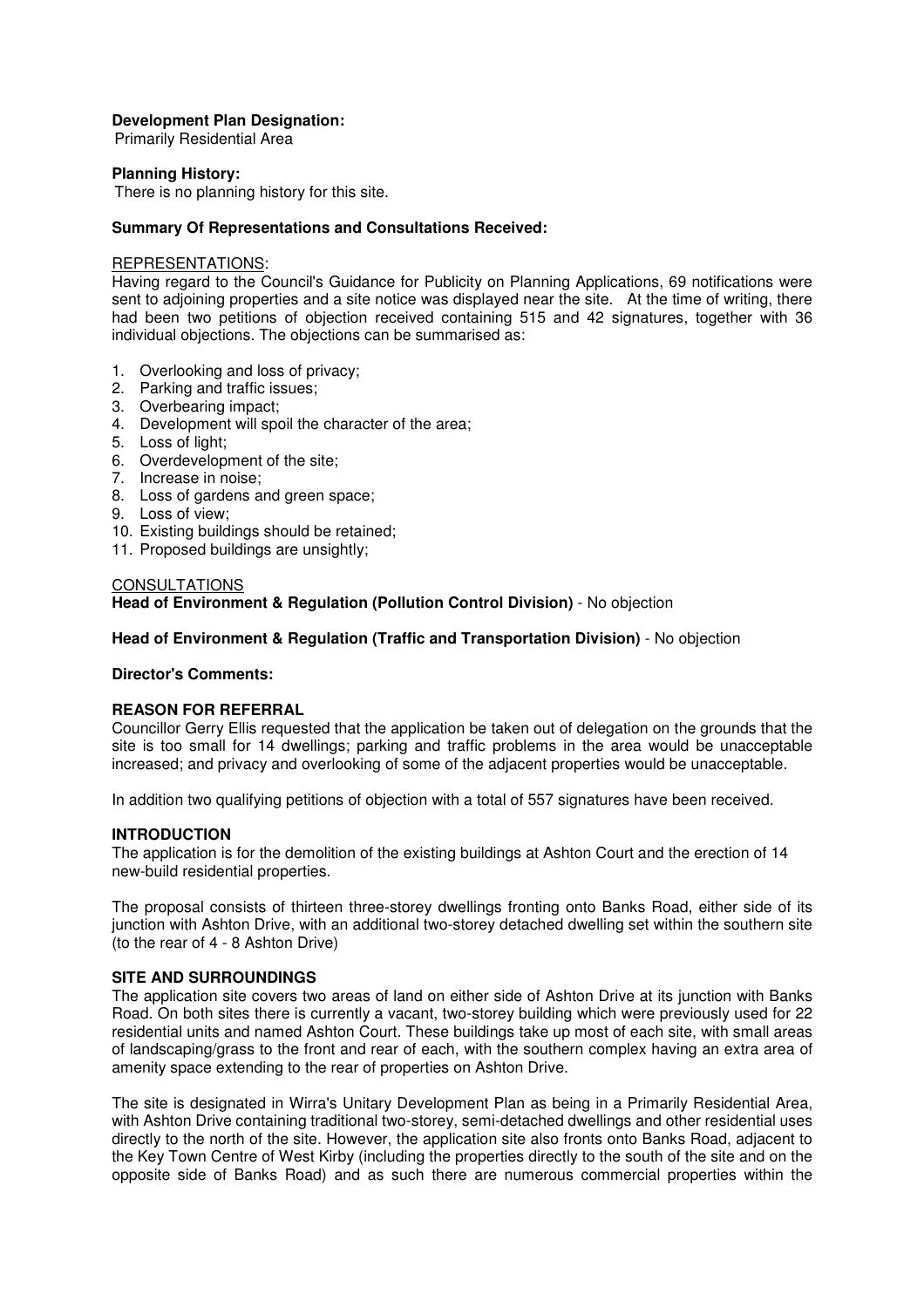**Development Plan Designation:**
Primarily Residential Area

**Planning History:**
There is no planning history for this site.

**Summary Of Representations and Consultations Received:**

REPRESENTATIONS:
Having regard to the Council's Guidance for Publicity on Planning Applications, 69 notifications were sent to adjoining properties and a site notice was displayed near the site. At the time of writing, there had been two petitions of objection received containing 515 and 42 signatures, together with 36 individual objections. The objections can be summarised as:

1. Overlooking and loss of privacy;
2. Parking and traffic issues;
3. Overbearing impact;
4. Development will spoil the character of the area;
5. Loss of light;
6. Overdevelopment of the site;
7. Increase in noise;
8. Loss of gardens and green space;
9. Loss of view;
10. Existing buildings should be retained;
11. Proposed buildings are unsightly;

CONSULTATIONS
**Head of Environment & Regulation (Pollution Control Division)** - No objection

**Head of Environment & Regulation (Traffic and Transportation Division)** - No objection

**Director's Comments:**

**REASON FOR REFERRAL**
Councillor Gerry Ellis requested that the application be taken out of delegation on the grounds that the site is too small for 14 dwellings; parking and traffic problems in the area would be unacceptable increased; and privacy and overlooking of some of the adjacent properties would be unacceptable.

In addition two qualifying petitions of objection with a total of 557 signatures have been received.

**INTRODUCTION**
The application is for the demolition of the existing buildings at Ashton Court and the erection of 14 new-build residential properties.

The proposal consists of thirteen three-storey dwellings fronting onto Banks Road, either side of its junction with Ashton Drive, with an additional two-storey detached dwelling set within the southern site (to the rear of 4 - 8 Ashton Drive)

**SITE AND SURROUNDINGS**
The application site covers two areas of land on either side of Ashton Drive at its junction with Banks Road. On both sites there is currently a vacant, two-storey building which were previously used for 22 residential units and named Ashton Court. These buildings take up most of each site, with small areas of landscaping/grass to the front and rear of each, with the southern complex having an extra area of amenity space extending to the rear of properties on Ashton Drive.

The site is designated in Wirra's Unitary Development Plan as being in a Primarily Residential Area, with Ashton Drive containing traditional two-storey, semi-detached dwellings and other residential uses directly to the north of the site. However, the application site also fronts onto Banks Road, adjacent to the Key Town Centre of West Kirby (including the properties directly to the south of the site and on the opposite side of Banks Road) and as such there are numerous commercial properties within the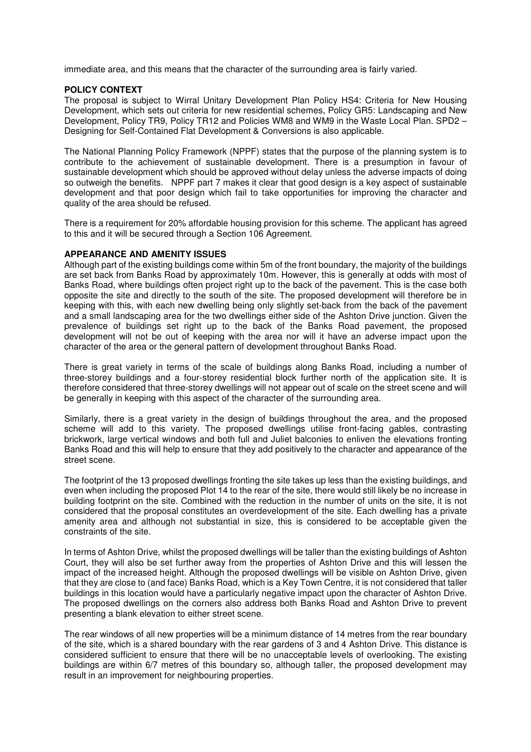immediate area, and this means that the character of the surrounding area is fairly varied.

## POLICY CONTEXT

The proposal is subject to Wirral Unitary Development Plan Policy HS4: Criteria for New Housing Development, which sets out criteria for new residential schemes, Policy GR5: Landscaping and New Development, Policy TR9, Policy TR12 and Policies WM8 and WM9 in the Waste Local Plan. SPD2 – Designing for Self-Contained Flat Development & Conversions is also applicable.

The National Planning Policy Framework (NPPF) states that the purpose of the planning system is to contribute to the achievement of sustainable development. There is a presumption in favour of sustainable development which should be approved without delay unless the adverse impacts of doing so outweigh the benefits. NPPF part 7 makes it clear that good design is a key aspect of sustainable development and that poor design which fail to take opportunities for improving the character and quality of the area should be refused.

There is a requirement for 20% affordable housing provision for this scheme. The applicant has agreed to this and it will be secured through a Section 106 Agreement.

## APPEARANCE AND AMENITY ISSUES

Although part of the existing buildings come within 5m of the front boundary, the majority of the buildings are set back from Banks Road by approximately 10m. However, this is generally at odds with most of Banks Road, where buildings often project right up to the back of the pavement. This is the case both opposite the site and directly to the south of the site. The proposed development will therefore be in keeping with this, with each new dwelling being only slightly set-back from the back of the pavement and a small landscaping area for the two dwellings either side of the Ashton Drive junction. Given the prevalence of buildings set right up to the back of the Banks Road pavement, the proposed development will not be out of keeping with the area nor will it have an adverse impact upon the character of the area or the general pattern of development throughout Banks Road.

There is great variety in terms of the scale of buildings along Banks Road, including a number of three-storey buildings and a four-storey residential block further north of the application site. It is therefore considered that three-storey dwellings will not appear out of scale on the street scene and will be generally in keeping with this aspect of the character of the surrounding area.

Similarly, there is a great variety in the design of buildings throughout the area, and the proposed scheme will add to this variety. The proposed dwellings utilise front-facing gables, contrasting brickwork, large vertical windows and both full and Juliet balconies to enliven the elevations fronting Banks Road and this will help to ensure that they add positively to the character and appearance of the street scene.

The footprint of the 13 proposed dwellings fronting the site takes up less than the existing buildings, and even when including the proposed Plot 14 to the rear of the site, there would still likely be no increase in building footprint on the site. Combined with the reduction in the number of units on the site, it is not considered that the proposal constitutes an overdevelopment of the site. Each dwelling has a private amenity area and although not substantial in size, this is considered to be acceptable given the constraints of the site.

In terms of Ashton Drive, whilst the proposed dwellings will be taller than the existing buildings of Ashton Court, they will also be set further away from the properties of Ashton Drive and this will lessen the impact of the increased height. Although the proposed dwellings will be visible on Ashton Drive, given that they are close to (and face) Banks Road, which is a Key Town Centre, it is not considered that taller buildings in this location would have a particularly negative impact upon the character of Ashton Drive. The proposed dwellings on the corners also address both Banks Road and Ashton Drive to prevent presenting a blank elevation to either street scene.

The rear windows of all new properties will be a minimum distance of 14 metres from the rear boundary of the site, which is a shared boundary with the rear gardens of 3 and 4 Ashton Drive. This distance is considered sufficient to ensure that there will be no unacceptable levels of overlooking. The existing buildings are within 6/7 metres of this boundary so, although taller, the proposed development may result in an improvement for neighbouring properties.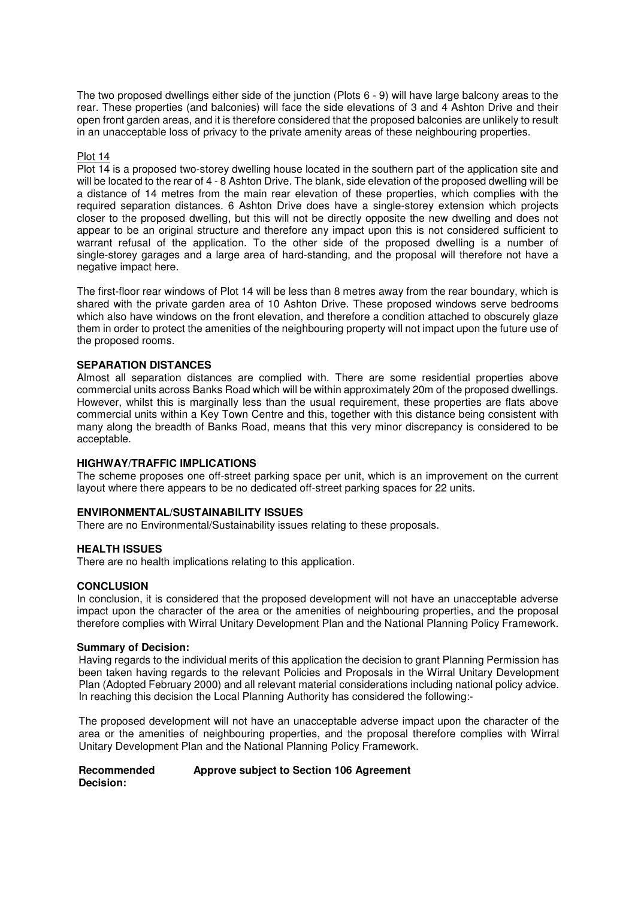The two proposed dwellings either side of the junction (Plots 6 - 9) will have large balcony areas to the rear. These properties (and balconies) will face the side elevations of 3 and 4 Ashton Drive and their open front garden areas, and it is therefore considered that the proposed balconies are unlikely to result in an unacceptable loss of privacy to the private amenity areas of these neighbouring properties.

Plot 14

Plot 14 is a proposed two-storey dwelling house located in the southern part of the application site and will be located to the rear of 4 - 8 Ashton Drive. The blank, side elevation of the proposed dwelling will be a distance of 14 metres from the main rear elevation of these properties, which complies with the required separation distances. 6 Ashton Drive does have a single-storey extension which projects closer to the proposed dwelling, but this will not be directly opposite the new dwelling and does not appear to be an original structure and therefore any impact upon this is not considered sufficient to warrant refusal of the application. To the other side of the proposed dwelling is a number of single-storey garages and a large area of hard-standing, and the proposal will therefore not have a negative impact here.

The first-floor rear windows of Plot 14 will be less than 8 metres away from the rear boundary, which is shared with the private garden area of 10 Ashton Drive. These proposed windows serve bedrooms which also have windows on the front elevation, and therefore a condition attached to obscurely glaze them in order to protect the amenities of the neighbouring property will not impact upon the future use of the proposed rooms.

**SEPARATION DISTANCES**

Almost all separation distances are complied with. There are some residential properties above commercial units across Banks Road which will be within approximately 20m of the proposed dwellings. However, whilst this is marginally less than the usual requirement, these properties are flats above commercial units within a Key Town Centre and this, together with this distance being consistent with many along the breadth of Banks Road, means that this very minor discrepancy is considered to be acceptable.

**HIGHWAY/TRAFFIC IMPLICATIONS**

The scheme proposes one off-street parking space per unit, which is an improvement on the current layout where there appears to be no dedicated off-street parking spaces for 22 units.

**ENVIRONMENTAL/SUSTAINABILITY ISSUES**

There are no Environmental/Sustainability issues relating to these proposals.

**HEALTH ISSUES**

There are no health implications relating to this application.

**CONCLUSION**

In conclusion, it is considered that the proposed development will not have an unacceptable adverse impact upon the character of the area or the amenities of neighbouring properties, and the proposal therefore complies with Wirral Unitary Development Plan and the National Planning Policy Framework.

**Summary of Decision:**

Having regards to the individual merits of this application the decision to grant Planning Permission has been taken having regards to the relevant Policies and Proposals in the Wirral Unitary Development Plan (Adopted February 2000) and all relevant material considerations including national policy advice. In reaching this decision the Local Planning Authority has considered the following:-

The proposed development will not have an unacceptable adverse impact upon the character of the area or the amenities of neighbouring properties, and the proposal therefore complies with Wirral Unitary Development Plan and the National Planning Policy Framework.

**Recommended Decision:** **Approve subject to Section 106 Agreement**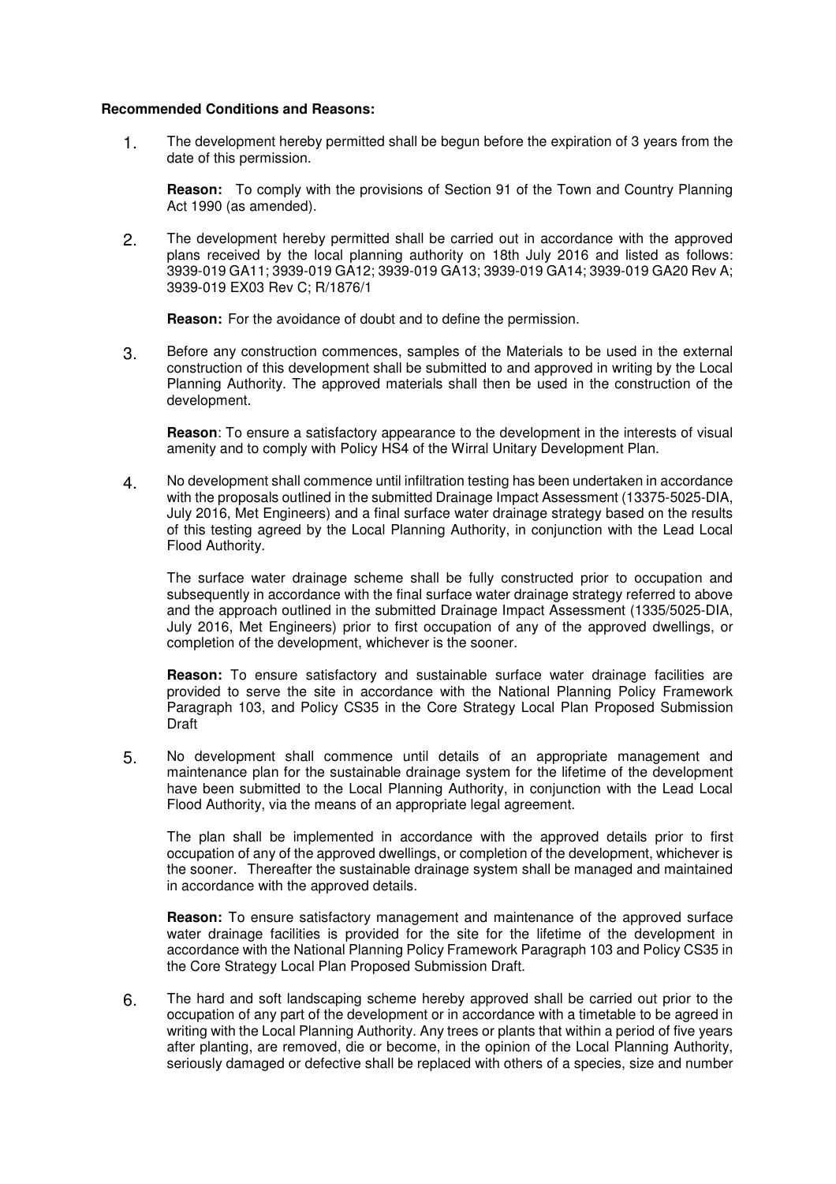**Recommended Conditions and Reasons:**

1. The development hereby permitted shall be begun before the expiration of 3 years from the date of this permission.

   **Reason:** To comply with the provisions of Section 91 of the Town and Country Planning Act 1990 (as amended).

2. The development hereby permitted shall be carried out in accordance with the approved plans received by the local planning authority on 18th July 2016 and listed as follows: 3939-019 GA11; 3939-019 GA12; 3939-019 GA13; 3939-019 GA14; 3939-019 GA20 Rev A; 3939-019 EX03 Rev C; R/1876/1

   **Reason:** For the avoidance of doubt and to define the permission.

3. Before any construction commences, samples of the Materials to be used in the external construction of this development shall be submitted to and approved in writing by the Local Planning Authority. The approved materials shall then be used in the construction of the development.

   **Reason**: To ensure a satisfactory appearance to the development in the interests of visual amenity and to comply with Policy HS4 of the Wirral Unitary Development Plan.

4. No development shall commence until infiltration testing has been undertaken in accordance with the proposals outlined in the submitted Drainage Impact Assessment (13375-5025-DIA, July 2016, Met Engineers) and a final surface water drainage strategy based on the results of this testing agreed by the Local Planning Authority, in conjunction with the Lead Local Flood Authority.

   The surface water drainage scheme shall be fully constructed prior to occupation and subsequently in accordance with the final surface water drainage strategy referred to above and the approach outlined in the submitted Drainage Impact Assessment (1335/5025-DIA, July 2016, Met Engineers) prior to first occupation of any of the approved dwellings, or completion of the development, whichever is the sooner.

   **Reason:** To ensure satisfactory and sustainable surface water drainage facilities are provided to serve the site in accordance with the National Planning Policy Framework Paragraph 103, and Policy CS35 in the Core Strategy Local Plan Proposed Submission Draft

5. No development shall commence until details of an appropriate management and maintenance plan for the sustainable drainage system for the lifetime of the development have been submitted to the Local Planning Authority, in conjunction with the Lead Local Flood Authority, via the means of an appropriate legal agreement.

   The plan shall be implemented in accordance with the approved details prior to first occupation of any of the approved dwellings, or completion of the development, whichever is the sooner. Thereafter the sustainable drainage system shall be managed and maintained in accordance with the approved details.

   **Reason:** To ensure satisfactory management and maintenance of the approved surface water drainage facilities is provided for the site for the lifetime of the development in accordance with the National Planning Policy Framework Paragraph 103 and Policy CS35 in the Core Strategy Local Plan Proposed Submission Draft.

6. The hard and soft landscaping scheme hereby approved shall be carried out prior to the occupation of any part of the development or in accordance with a timetable to be agreed in writing with the Local Planning Authority. Any trees or plants that within a period of five years after planting, are removed, die or become, in the opinion of the Local Planning Authority, seriously damaged or defective shall be replaced with others of a species, size and number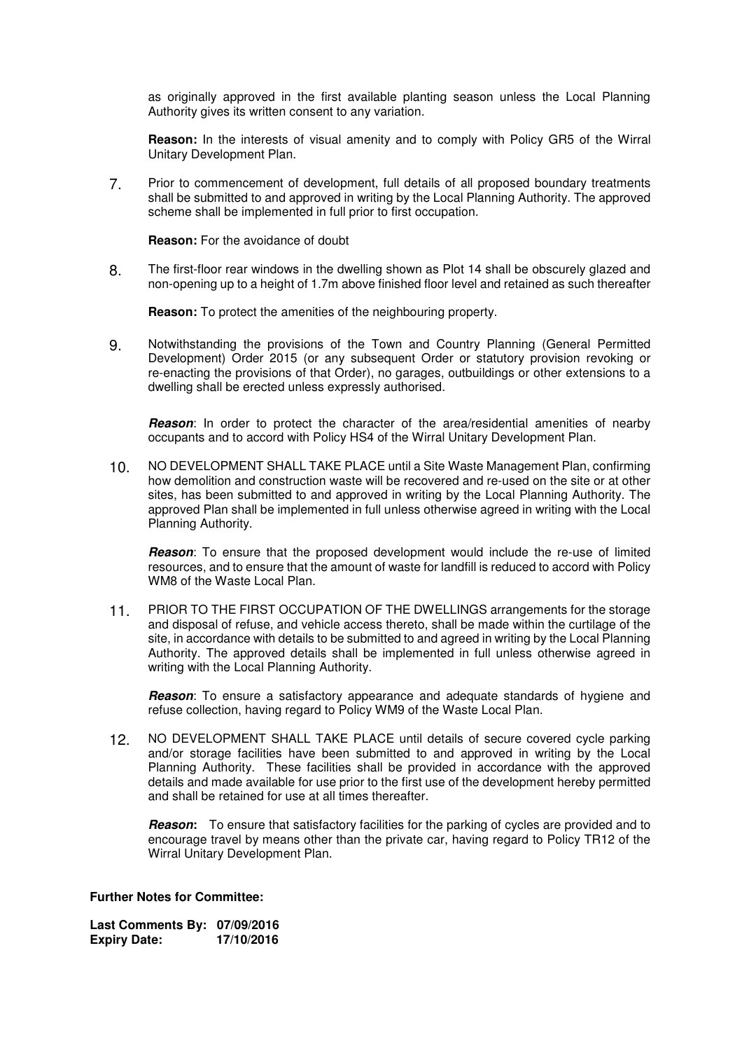as originally approved in the first available planting season unless the Local Planning Authority gives its written consent to any variation.

**Reason:** In the interests of visual amenity and to comply with Policy GR5 of the Wirral Unitary Development Plan.

7. Prior to commencement of development, full details of all proposed boundary treatments shall be submitted to and approved in writing by the Local Planning Authority. The approved scheme shall be implemented in full prior to first occupation.

   **Reason:** For the avoidance of doubt

8. The first-floor rear windows in the dwelling shown as Plot 14 shall be obscurely glazed and non-opening up to a height of 1.7m above finished floor level and retained as such thereafter

   **Reason:** To protect the amenities of the neighbouring property.

9. Notwithstanding the provisions of the Town and Country Planning (General Permitted Development) Order 2015 (or any subsequent Order or statutory provision revoking or re-enacting the provisions of that Order), no garages, outbuildings or other extensions to a dwelling shall be erected unless expressly authorised.

   ***Reason***: In order to protect the character of the area/residential amenities of nearby occupants and to accord with Policy HS4 of the Wirral Unitary Development Plan.

10. NO DEVELOPMENT SHALL TAKE PLACE until a Site Waste Management Plan, confirming how demolition and construction waste will be recovered and re-used on the site or at other sites, has been submitted to and approved in writing by the Local Planning Authority. The approved Plan shall be implemented in full unless otherwise agreed in writing with the Local Planning Authority.

    ***Reason***: To ensure that the proposed development would include the re-use of limited resources, and to ensure that the amount of waste for landfill is reduced to accord with Policy WM8 of the Waste Local Plan.

11. PRIOR TO THE FIRST OCCUPATION OF THE DWELLINGS arrangements for the storage and disposal of refuse, and vehicle access thereto, shall be made within the curtilage of the site, in accordance with details to be submitted to and agreed in writing by the Local Planning Authority. The approved details shall be implemented in full unless otherwise agreed in writing with the Local Planning Authority.

    ***Reason***: To ensure a satisfactory appearance and adequate standards of hygiene and refuse collection, having regard to Policy WM9 of the Waste Local Plan.

12. NO DEVELOPMENT SHALL TAKE PLACE until details of secure covered cycle parking and/or storage facilities have been submitted to and approved in writing by the Local Planning Authority. These facilities shall be provided in accordance with the approved details and made available for use prior to the first use of the development hereby permitted and shall be retained for use at all times thereafter.

    ***Reason*****:** To ensure that satisfactory facilities for the parking of cycles are provided and to encourage travel by means other than the private car, having regard to Policy TR12 of the Wirral Unitary Development Plan.

**Further Notes for Committee:**

**Last Comments By: 07/09/2016**
**Expiry Date: 17/10/2016**